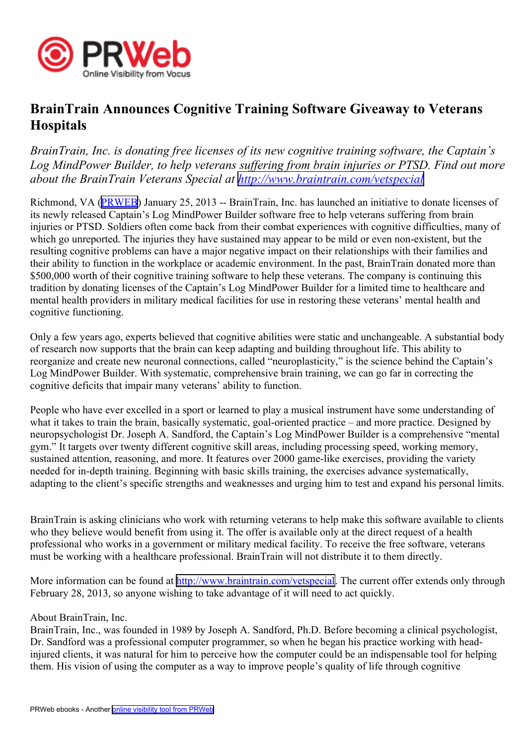# BrainTrain Announces Cognitive Training Software Giveaway to Veterans Hospitals

*BrainTrain, Inc. is donating free licenses of its new cognitive training software, the Captain's Log MindPower Builder, to help veterans suffering from brain injuries or PTSD. Find out more about the BrainTrain Veterans Special at [http://www.braintrain.com/vetspecial](http://www.braintrain.com/vetspecial)*

Richmond, VA ([PRWEB](http://www.prweb.com)) January 25, 2013 -- BrainTrain, Inc. has launched an initiative to donate licenses of its newly released Captain's Log MindPower Builder software free to help veterans suffering from brain injuries or PTSD. Soldiers often come back from their combat experiences with cognitive difficulties, many of which go unreported. The injuries they have sustained may appear to be mild or even non-existent, but the resulting cognitive problems can have a major negative impact on their relationships with their families and their ability to function in the workplace or academic environment. In the past, BrainTrain donated more than $500,000 worth of their cognitive training software to help these veterans. The company is continuing this tradition by donating licenses of the Captain's Log MindPower Builder for a limited time to healthcare and mental health providers in military medical facilities for use in restoring these veterans' mental health and cognitive functioning.

Only a few years ago, experts believed that cognitive abilities were static and unchangeable. A substantial body of research now supports that the brain can keep adapting and building throughout life. This ability to reorganize and create new neuronal connections, called "neuroplasticity," is the science behind the Captain's Log MindPower Builder. With systematic, comprehensive brain training, we can go far in correcting the cognitive deficits that impair many veterans' ability to function.

People who have ever excelled in a sport or learned to play a musical instrument have some understanding of what it takes to train the brain, basically systematic, goal-oriented practice – and more practice. Designed by neuropsychologist Dr. Joseph A. Sandford, the Captain's Log MindPower Builder is a comprehensive "mental gym." It targets over twenty different cognitive skill areas, including processing speed, working memory, sustained attention, reasoning, and more. It features over 2000 game-like exercises, providing the variety needed for in-depth training. Beginning with basic skills training, the exercises advance systematically, adapting to the client's specific strengths and weaknesses and urging him to test and expand his personal limits.

BrainTrain is asking clinicians who work with returning veterans to help make this software available to clients who they believe would benefit from using it. The offer is available only at the direct request of a health professional who works in a government or military medical facility. To receive the free software, veterans must be working with a healthcare professional. BrainTrain will not distribute it to them directly.

More information can be found at [http://www.braintrain.com/vetspecial](http://www.braintrain.com/vetspecial). The current offer extends only through February 28, 2013, so anyone wishing to take advantage of it will need to act quickly.

About BrainTrain, Inc.
BrainTrain, Inc., was founded in 1989 by Joseph A. Sandford, Ph.D. Before becoming a clinical psychologist, Dr. Sandford was a professional computer programmer, so when he began his practice working with head-injured clients, it was natural for him to perceive how the computer could be an indispensable tool for helping them. His vision of using the computer as a way to improve people's quality of life through cognitive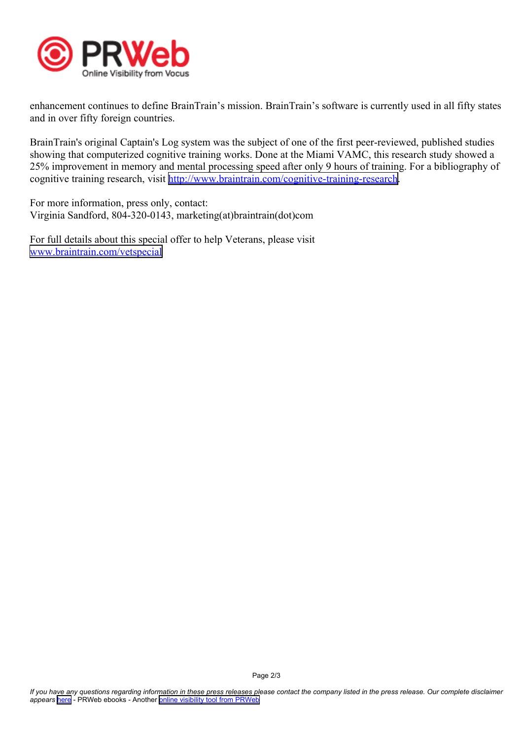enhancement continues to define BrainTrain’s mission. BrainTrain’s software is currently used in all fifty states and in over fifty foreign countries.

BrainTrain's original Captain's Log system was the subject of one of the first peer-reviewed, published studies showing that computerized cognitive training works. Done at the Miami VAMC, this research study showed a 25% improvement in memory and mental processing speed after only 9 hours of training. For a bibliography of cognitive training research, visit http://www.braintrain.com/cognitive-training-research.

For more information, press only, contact:
Virginia Sandford, 804-320-0143, marketing(at)braintrain(dot)com

For full details about this special offer to help Veterans, please visit www.braintrain.com/vetspecial

*If you have any questions regarding information in these press releases please contact the company listed in the press release. Our complete disclaimer appears here* - PRWeb ebooks - Another online visibility tool from PRWeb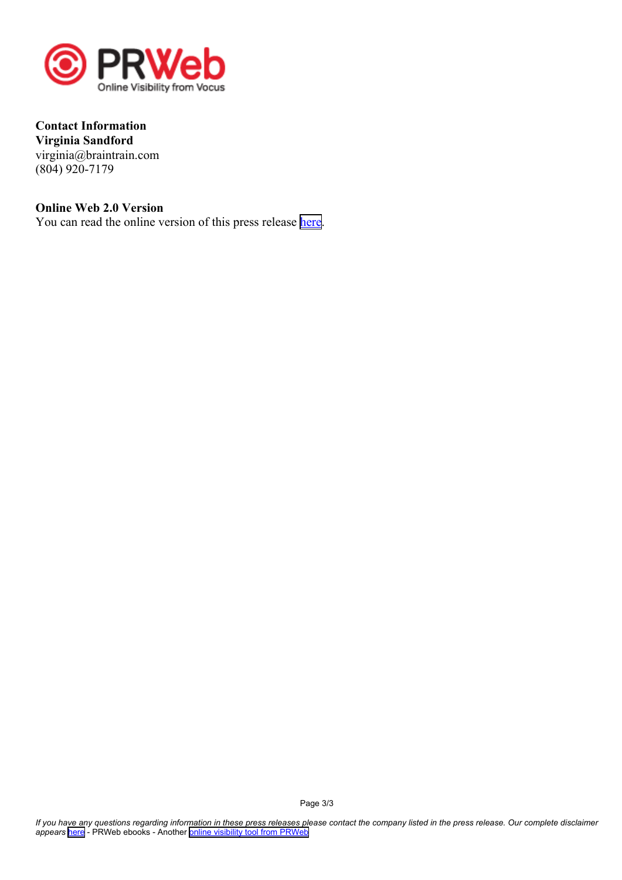**Contact Information**
**Virginia Sandford**
virginia@braintrain.com
(804) 920-7179

**Online Web 2.0 Version**
You can read the online version of this press release here.

*If you have any questions regarding information in these press releases please contact the company listed in the press release. Our complete disclaimer appears here* - PRWeb ebooks - Another online visibility tool from PRWeb